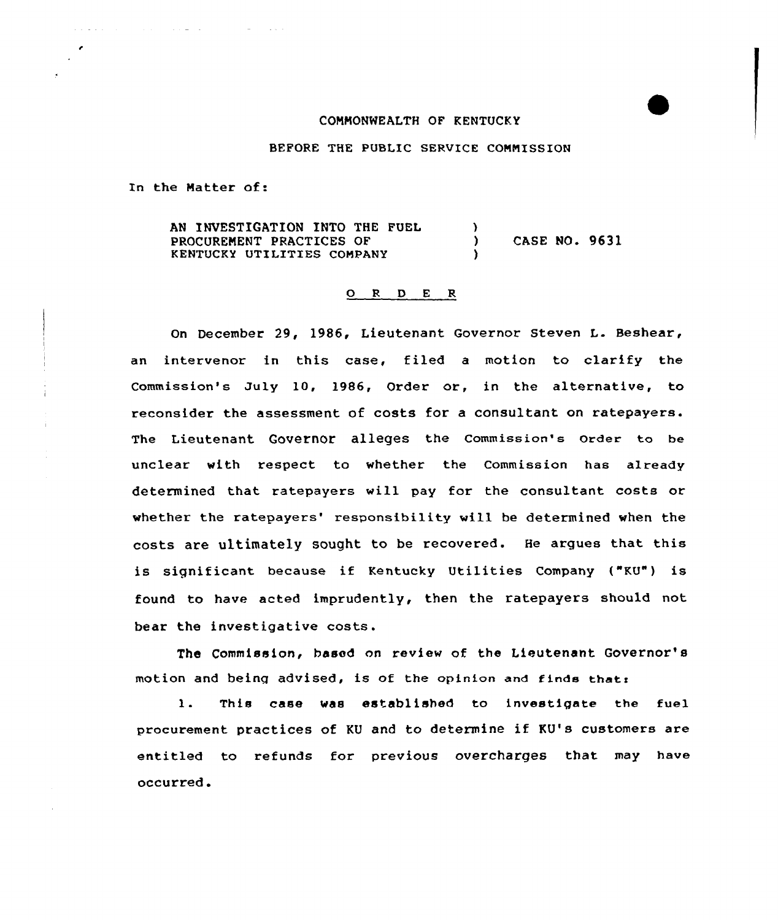COMMONWEALTH OF KENTUCKY

BEFORE THE PUBLIC SERVICE COMMISSION

In the Matter of:

| | | |
|---|---|---|
| AN INVESTIGATION INTO THE FUEL PROCUREMENT PRACTICES OF KENTUCKY UTILITIES COMPANY | ) ) ) | CASE NO. 9631 |

# O R D E R

On December 29, 1986, Lieutenant Governor Steven L. Beshear, an intervenor in this case, filed a motion to clarify the Commission's July 10, 1986, Order or, in the alternative, to reconsider the assessment of costs for a consultant on ratepayers. The Lieutenant Governor alleges the Commission's Order to be unclear with respect to whether the Commission has already determined that ratepayers will pay for the consultant costs or whether the ratepayers' responsibility will be determined when the costs are ultimately sought to be recovered. He argues that this is significant because if Kentucky Utilities Company ("KU") is found to have acted imprudently, then the ratepayers should not bear the investigative costs.

The Commission, based on review of the Lieutenant Governor's motion and being advised, is of the opinion and finds that:

1. This case was established to investigate the fuel procurement practices of KU and to determine if KU's customers are entitled to refunds for previous overcharges that may have occurred.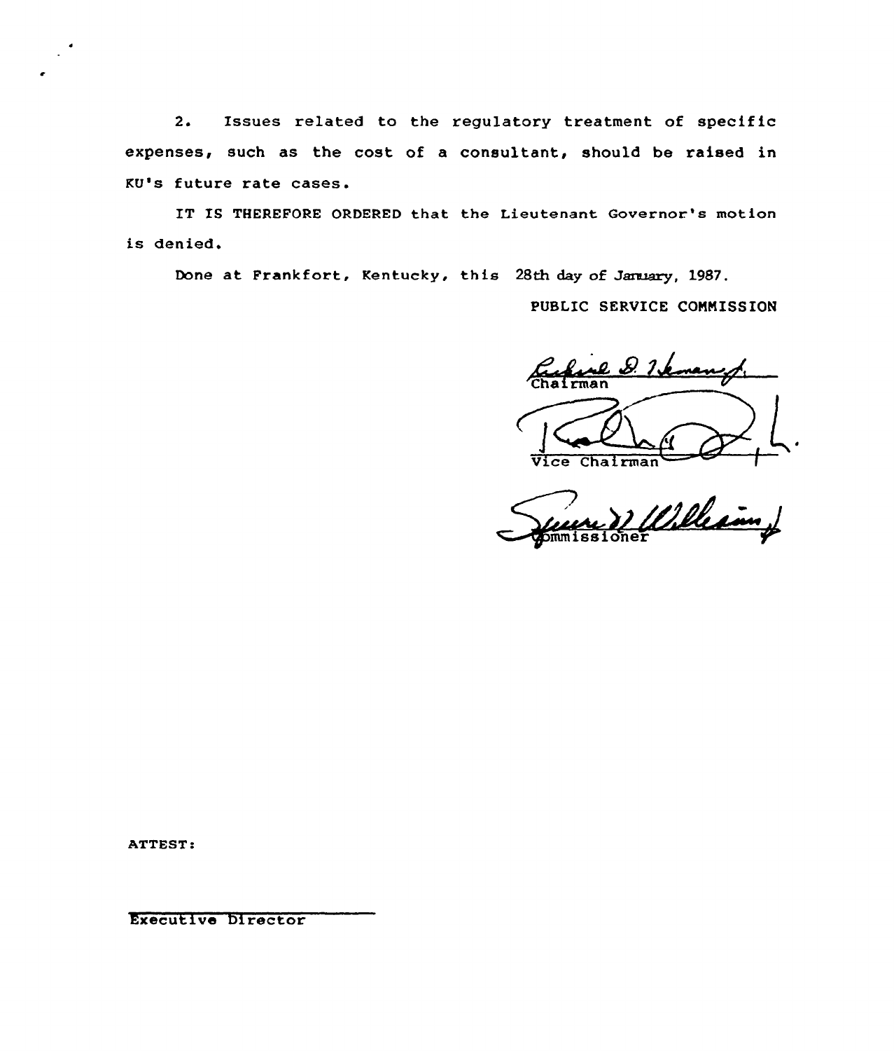2. Issues related to the regulatory treatment of specific expenses, such as the cost of a consultant, should be raised in KU's future rate cases.

IT IS THEREFORE ORDERED that the Lieutenant Governor's motion is denied.

Done at Frankfort, Kentucky, this 28th day of January, 1987.

PUBLIC SERVICE COMMISSION

Chairman

Vice Chairman

Commissioner

ATTEST:

Executive Director